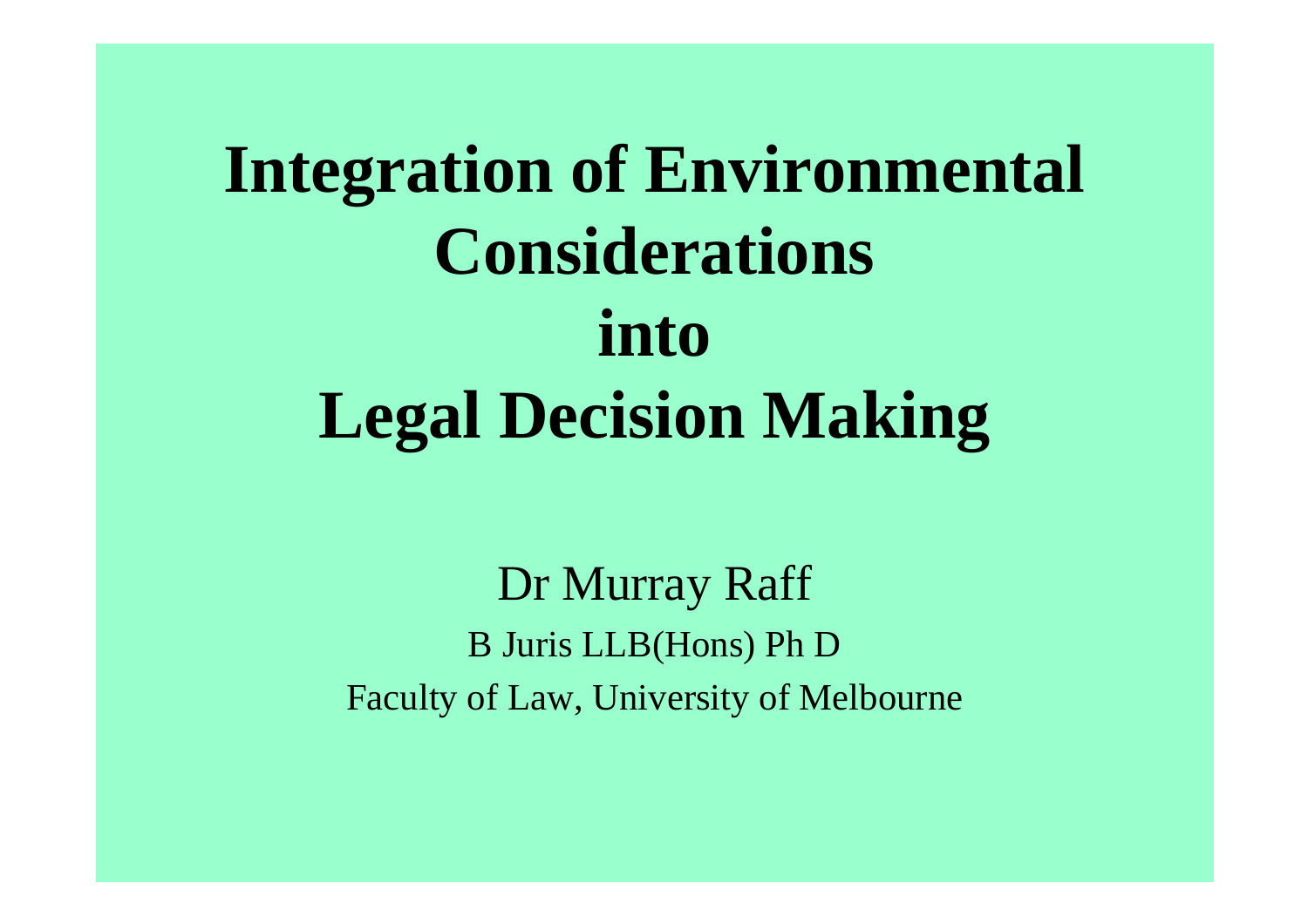# Integration of Environmental Considerations into Legal Decision Making

Dr Murray Raff

B Juris LLB(Hons) Ph D

Faculty of Law, University of Melbourne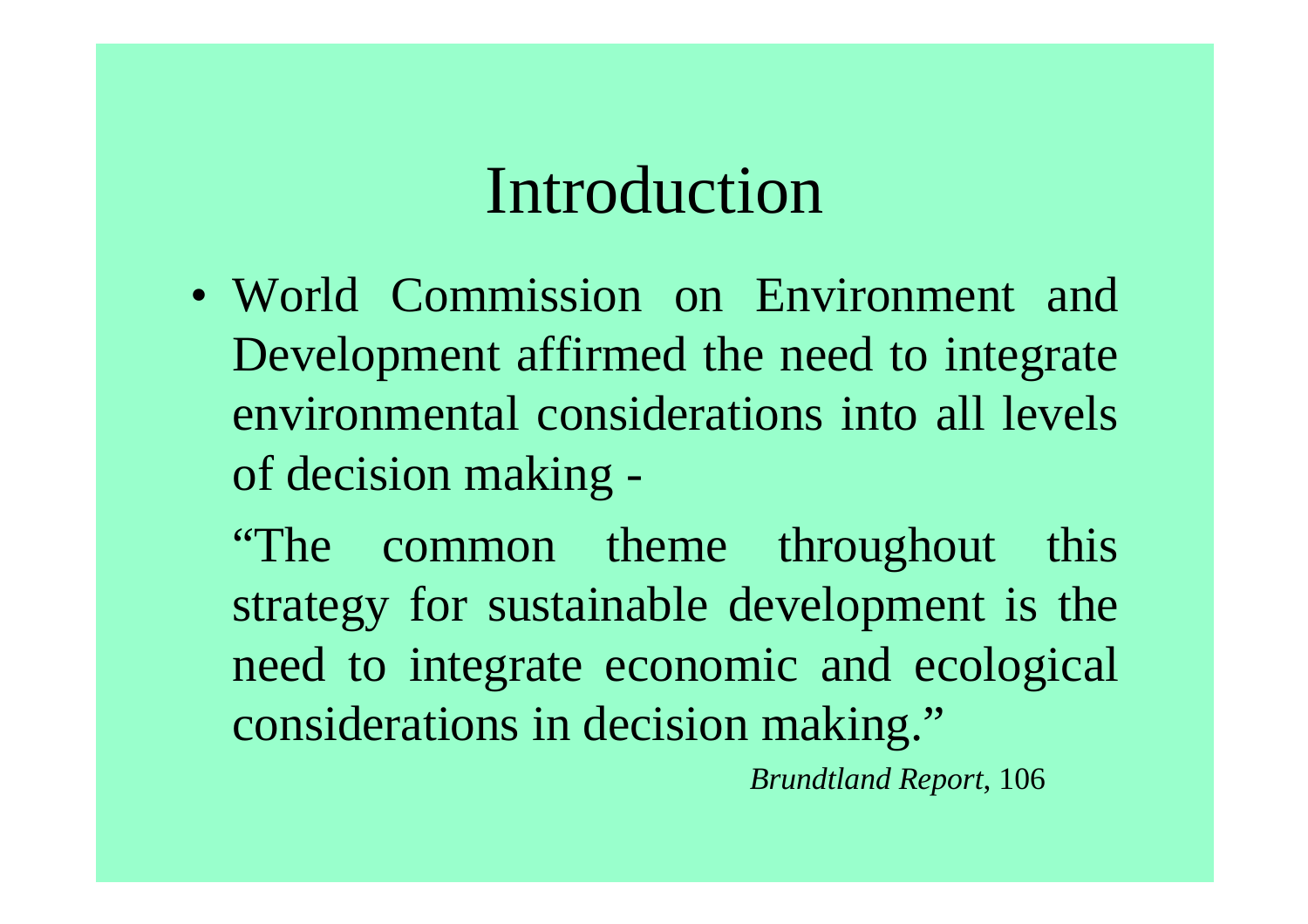# Introduction

- World Commission on Environment and Development affirmed the need to integrate environmental considerations into all levels of decision making -

  "The common theme throughout this strategy for sustainable development is the need to integrate economic and ecological considerations in decision making."

  *Brundtland Report*, 106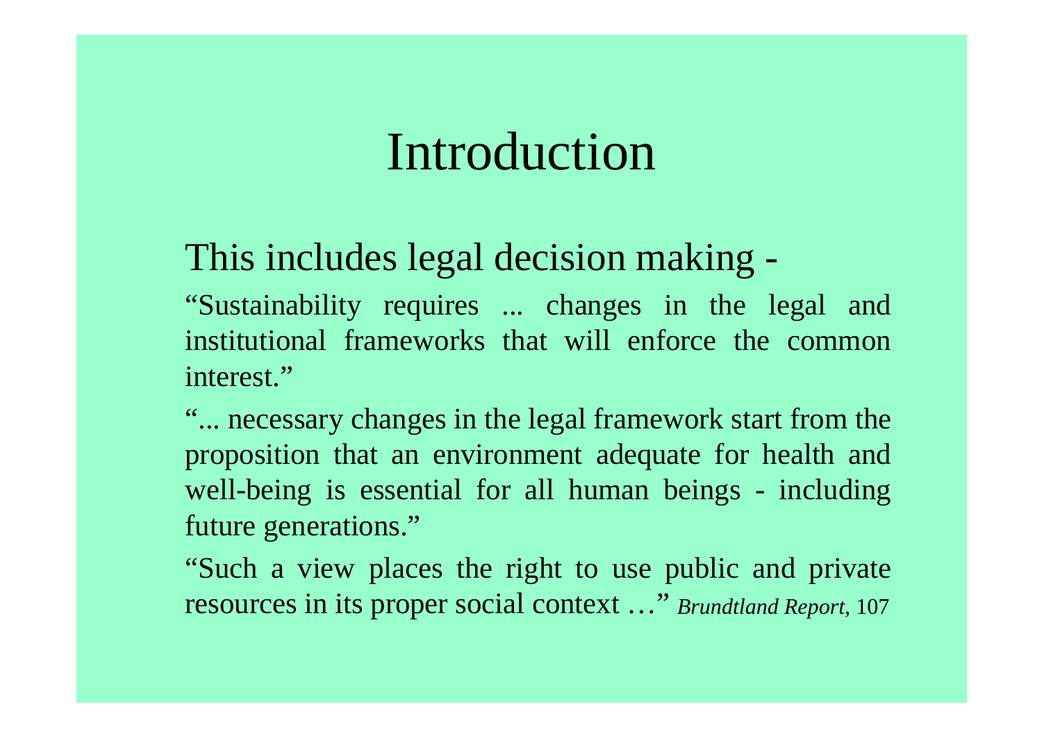# Introduction

This includes legal decision making -

"Sustainability requires ... changes in the legal and institutional frameworks that will enforce the common interest."

"... necessary changes in the legal framework start from the proposition that an environment adequate for health and well-being is essential for all human beings - including future generations."

"Such a view places the right to use public and private resources in its proper social context …" *Brundtland Report*, 107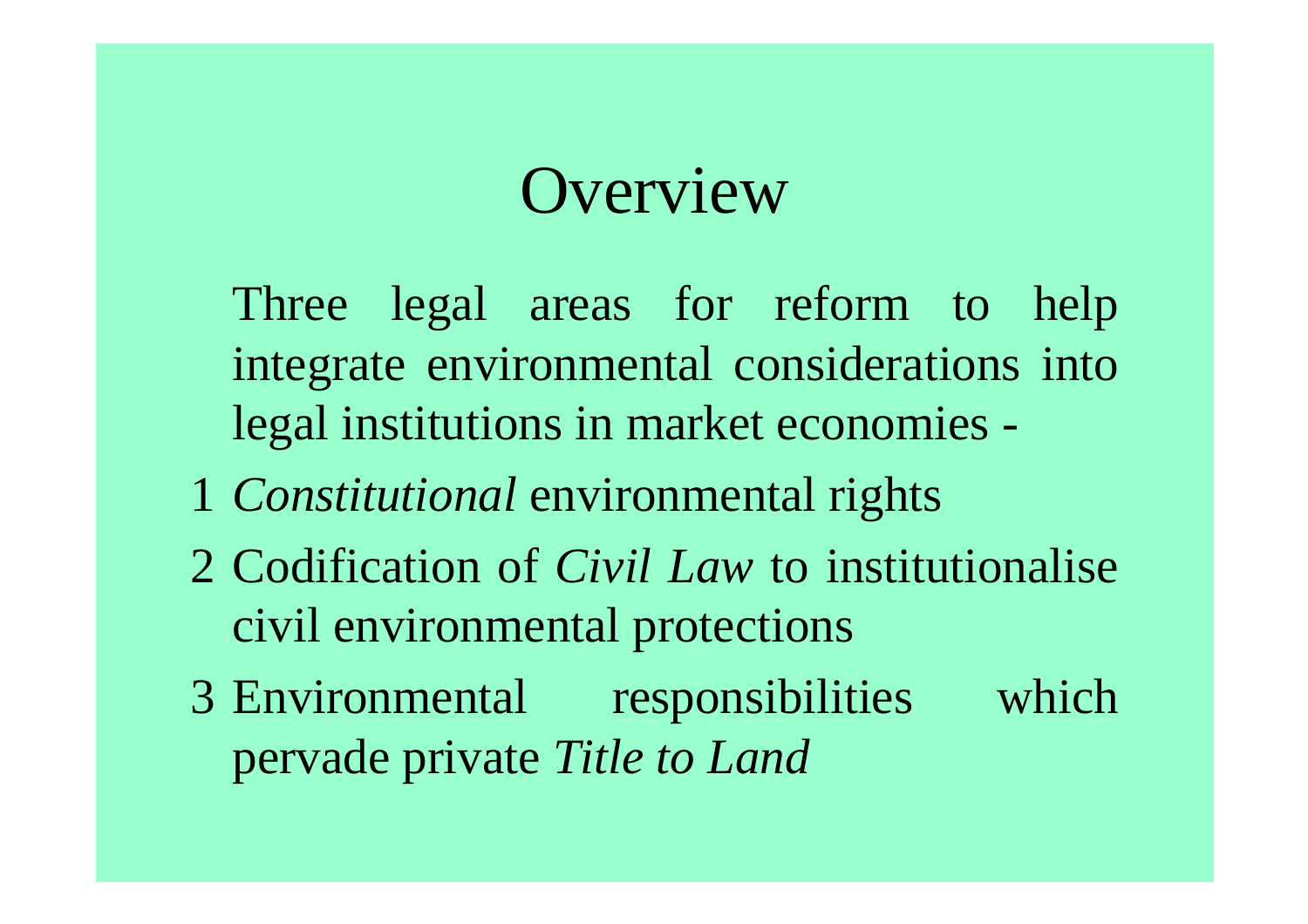# Overview

Three legal areas for reform to help integrate environmental considerations into legal institutions in market economies -

1. *Constitutional* environmental rights
2. Codification of *Civil Law* to institutionalise civil environmental protections
3. Environmental responsibilities which pervade private *Title to Land*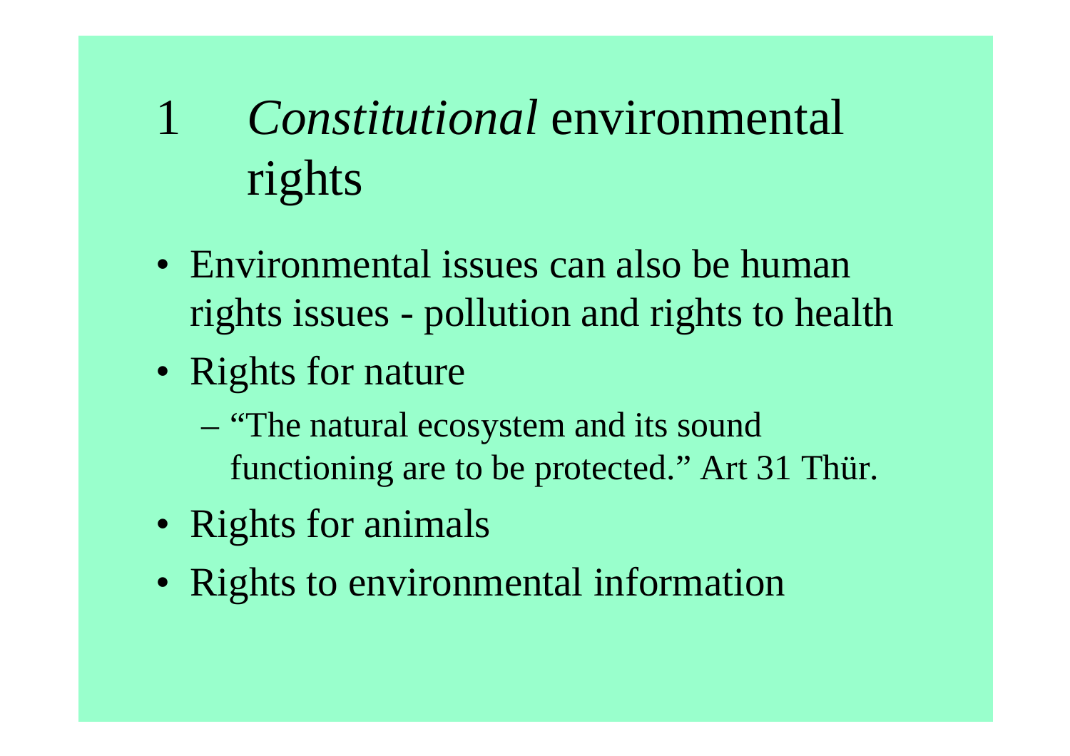# 1 *Constitutional* environmental rights

- Environmental issues can also be human rights issues - pollution and rights to health
- Rights for nature
  - "The natural ecosystem and its sound functioning are to be protected." Art 31 Thür.
- Rights for animals
- Rights to environmental information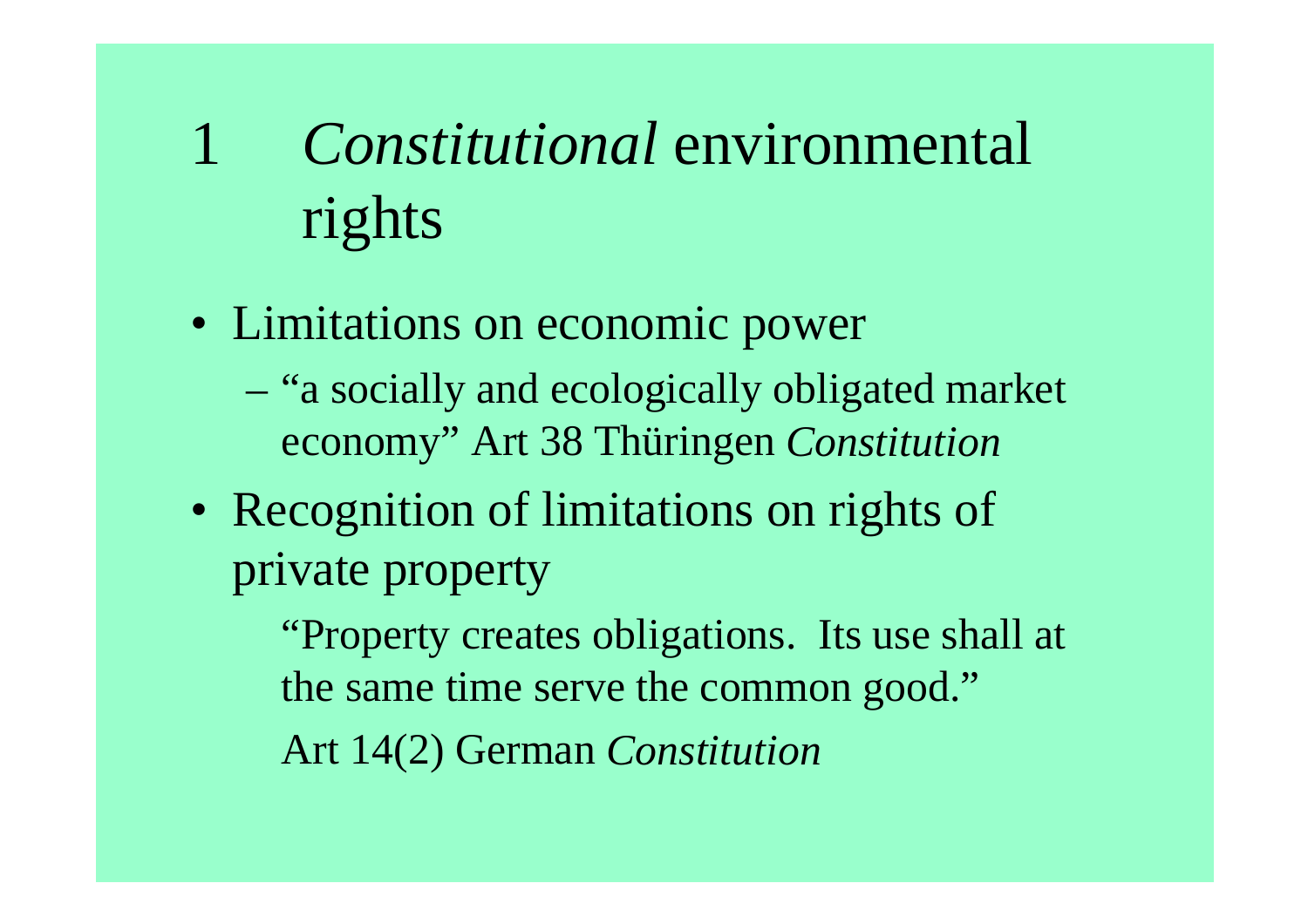# 1 *Constitutional* environmental rights

- Limitations on economic power
  - "a socially and ecologically obligated market economy" Art 38 Thüringen *Constitution*
- Recognition of limitations on rights of private property

  "Property creates obligations. Its use shall at the same time serve the common good."

  Art 14(2) German *Constitution*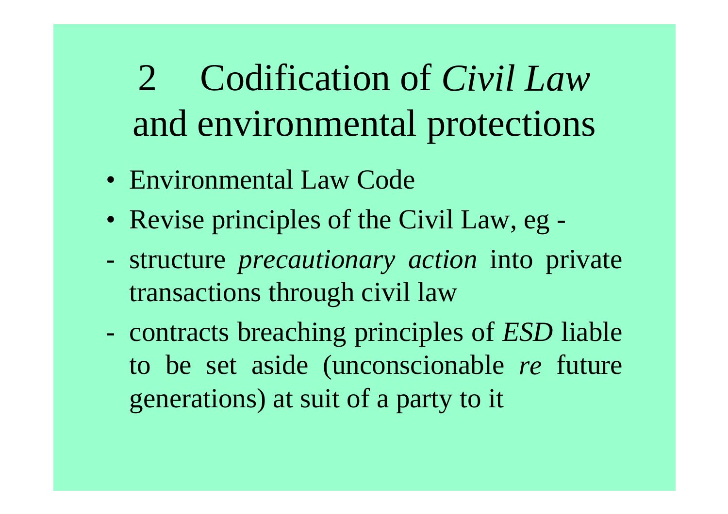# 2 Codification of *Civil Law* and environmental protections

- Environmental Law Code
- Revise principles of the Civil Law, eg -

- structure *precautionary action* into private transactions through civil law
- contracts breaching principles of *ESD* liable to be set aside (unconscionable *re* future generations) at suit of a party to it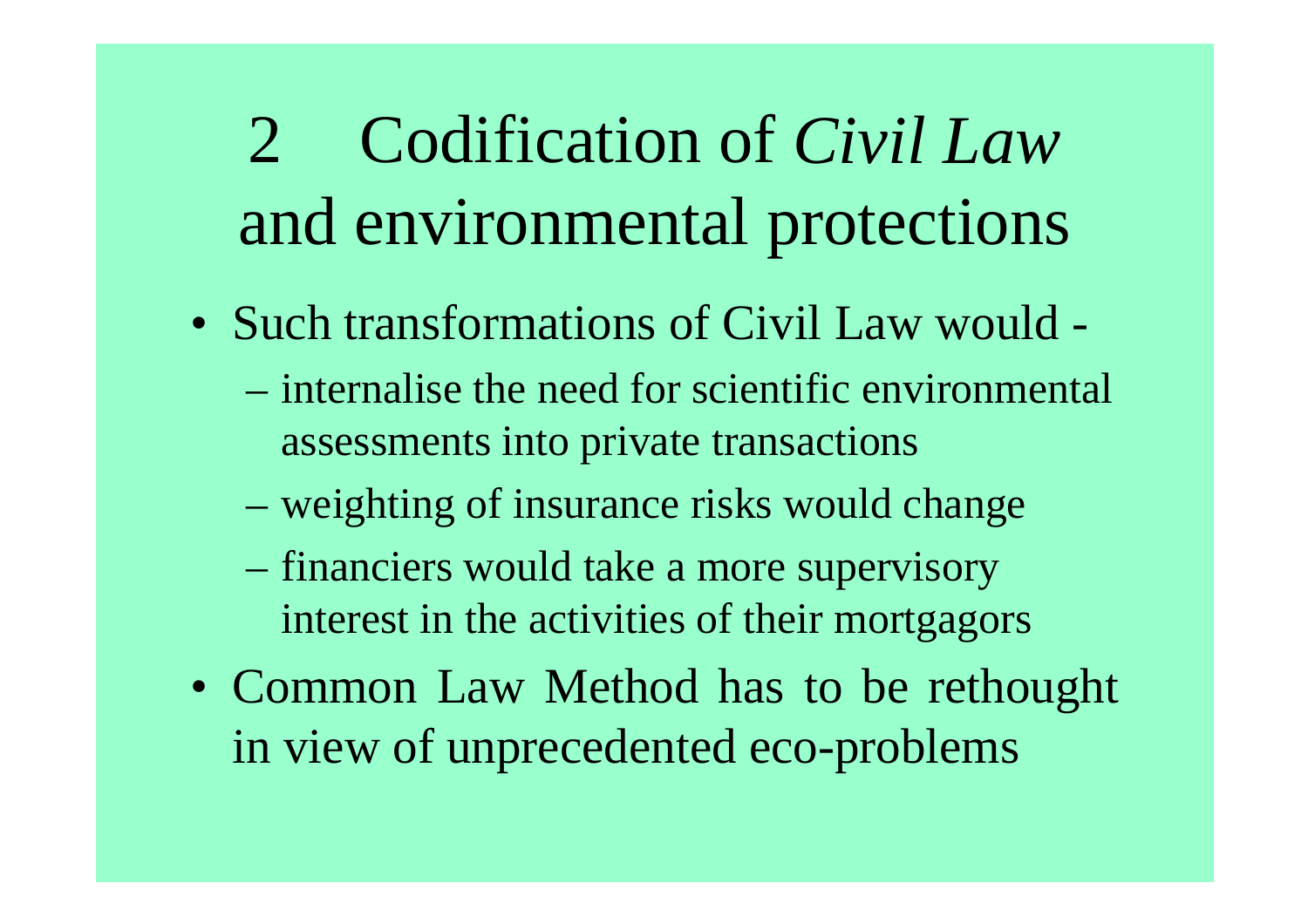# 2 Codification of *Civil Law* and environmental protections

- Such transformations of Civil Law would -
  - internalise the need for scientific environmental assessments into private transactions
  - weighting of insurance risks would change
  - financiers would take a more supervisory interest in the activities of their mortgagors
- Common Law Method has to be rethought in view of unprecedented eco-problems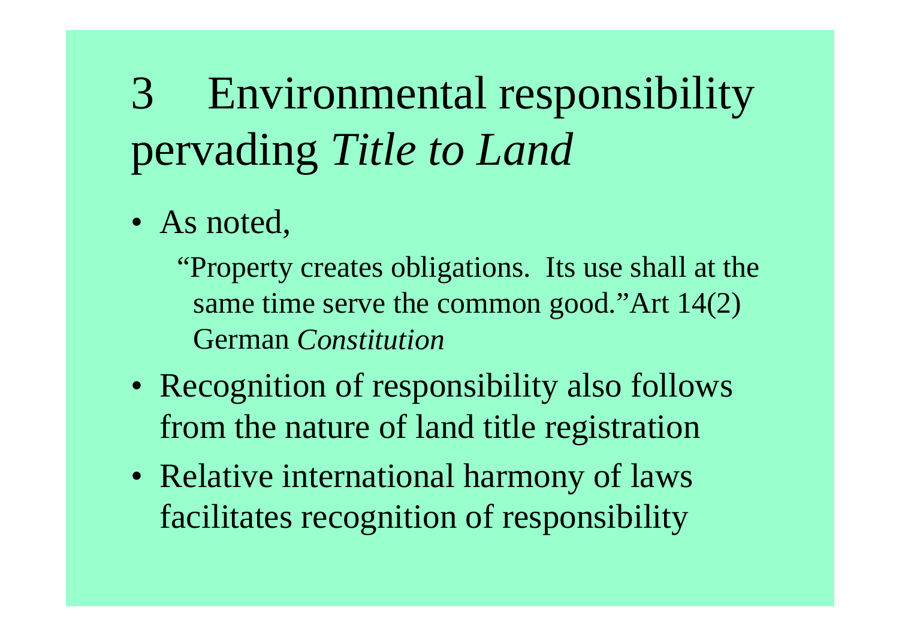# 3 Environmental responsibility pervading *Title to Land*

- As noted,

  "Property creates obligations. Its use shall at the same time serve the common good."Art 14(2) German *Constitution*

- Recognition of responsibility also follows from the nature of land title registration
- Relative international harmony of laws facilitates recognition of responsibility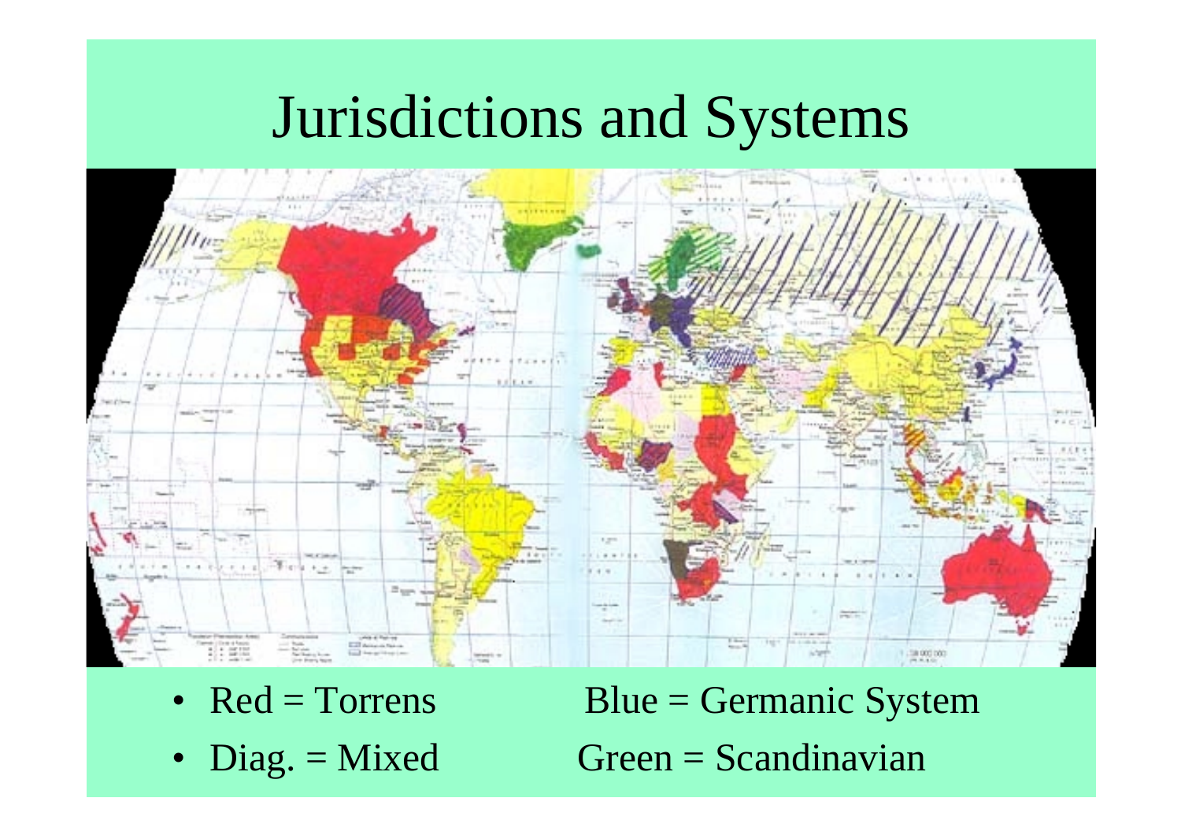# Jurisdictions and Systems

- Red = Torrens
- Diag. = Mixed

Blue = Germanic System

Green = Scandinavian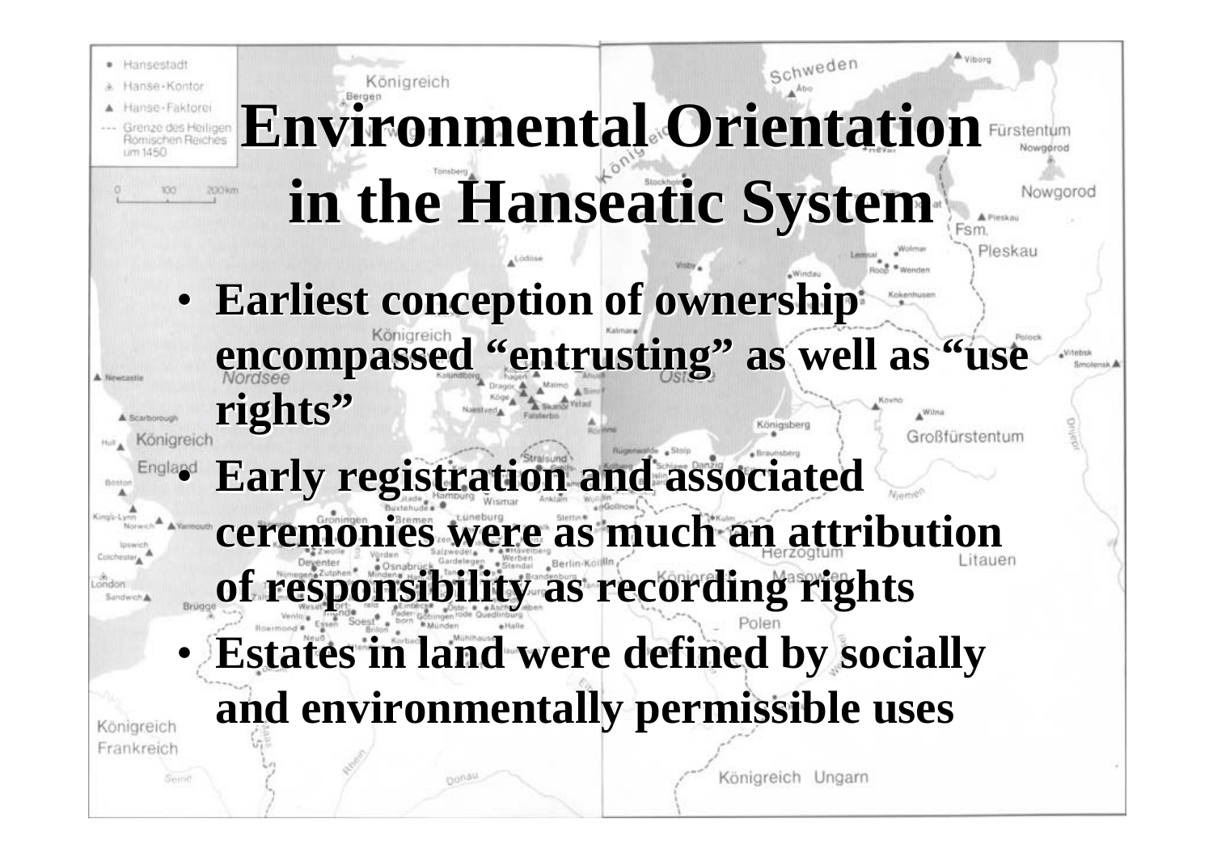# Environmental Orientation in the Hanseatic System

- Earliest conception of ownership encompassed "entrusting" as well as "use rights"
- Early registration and associated ceremonies were as much an attribution of responsibility as recording rights
- Estates in land were defined by socially and environmentally permissible uses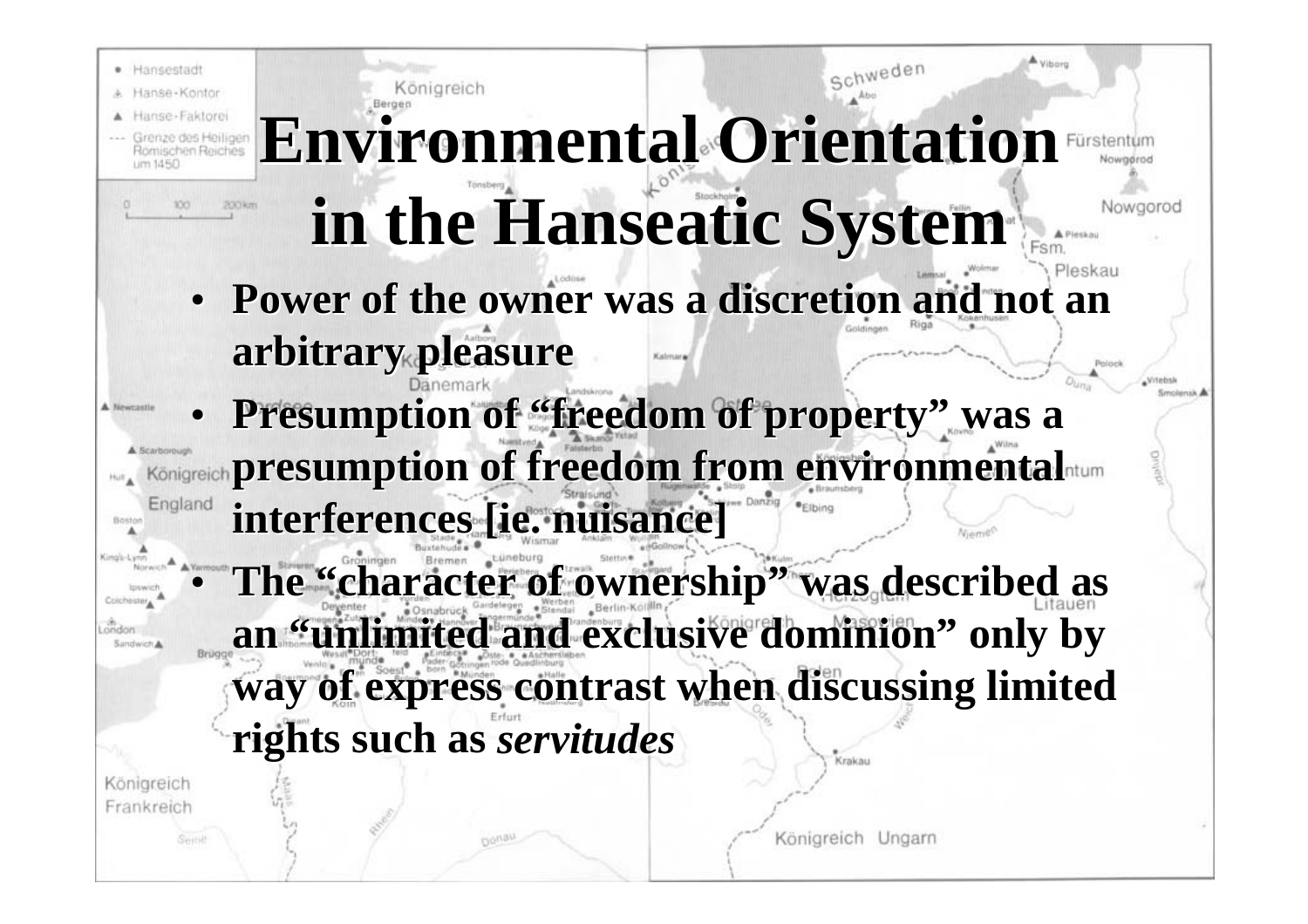# Environmental Orientation in the Hanseatic System

- **Power of the owner was a discretion and not an arbitrary pleasure**
- **Presumption of "freedom of property" was a presumption of freedom from environmental interferences [ie. nuisance]**
- **The "character of ownership" was described as an "unlimited and exclusive dominion" only by way of express contrast when discussing limited rights such as *servitudes***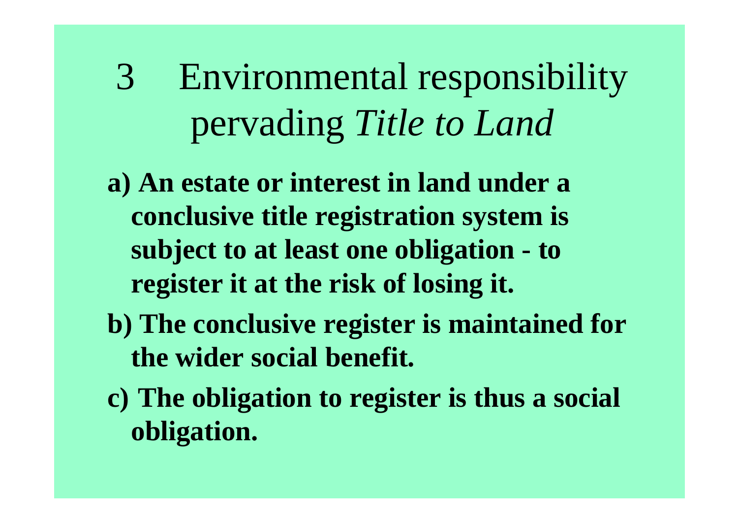# 3 Environmental responsibility pervading *Title to Land*

**a) An estate or interest in land under a conclusive title registration system is subject to at least one obligation - to register it at the risk of losing it.**

**b) The conclusive register is maintained for the wider social benefit.**

**c) The obligation to register is thus a social obligation.**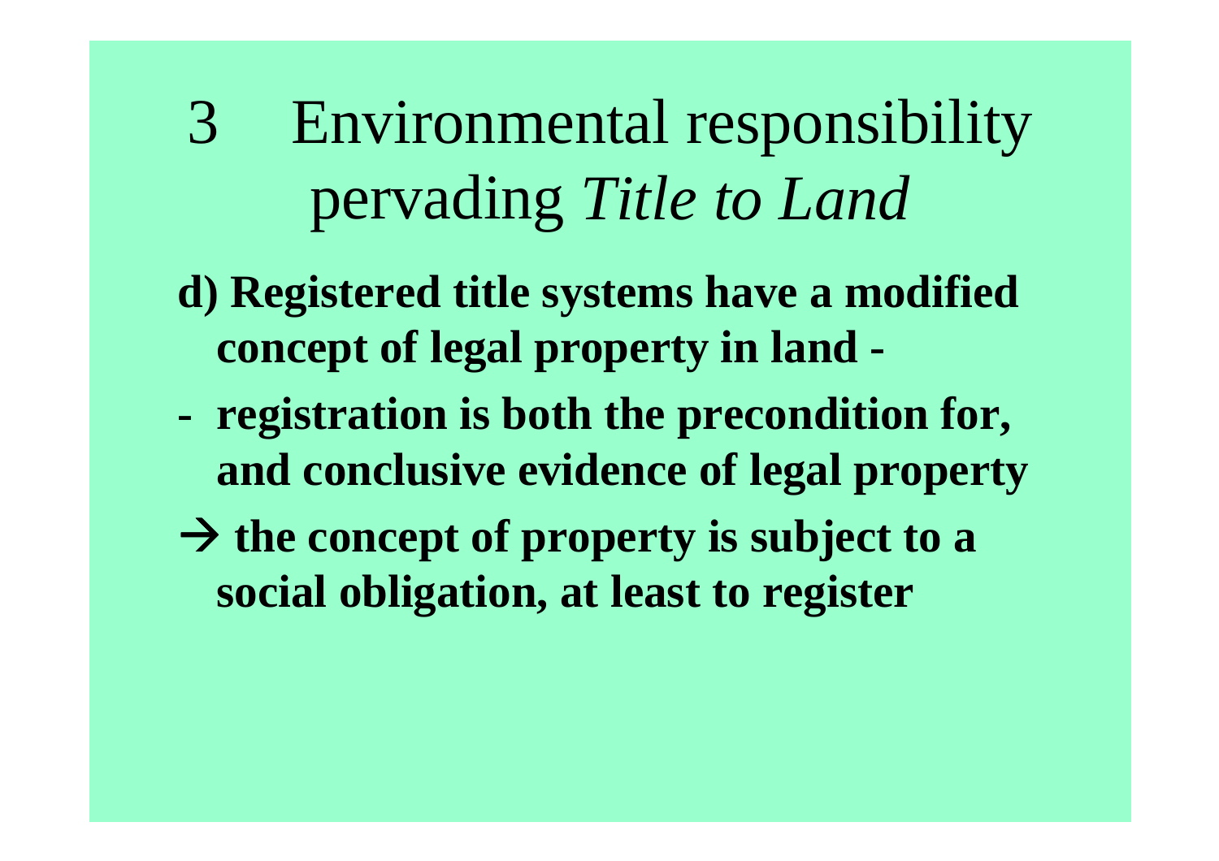# 3 Environmental responsibility pervading *Title to Land*

**d) Registered title systems have a modified concept of legal property in land -**

- **registration is both the precondition for, and conclusive evidence of legal property**

**→ the concept of property is subject to a social obligation, at least to register**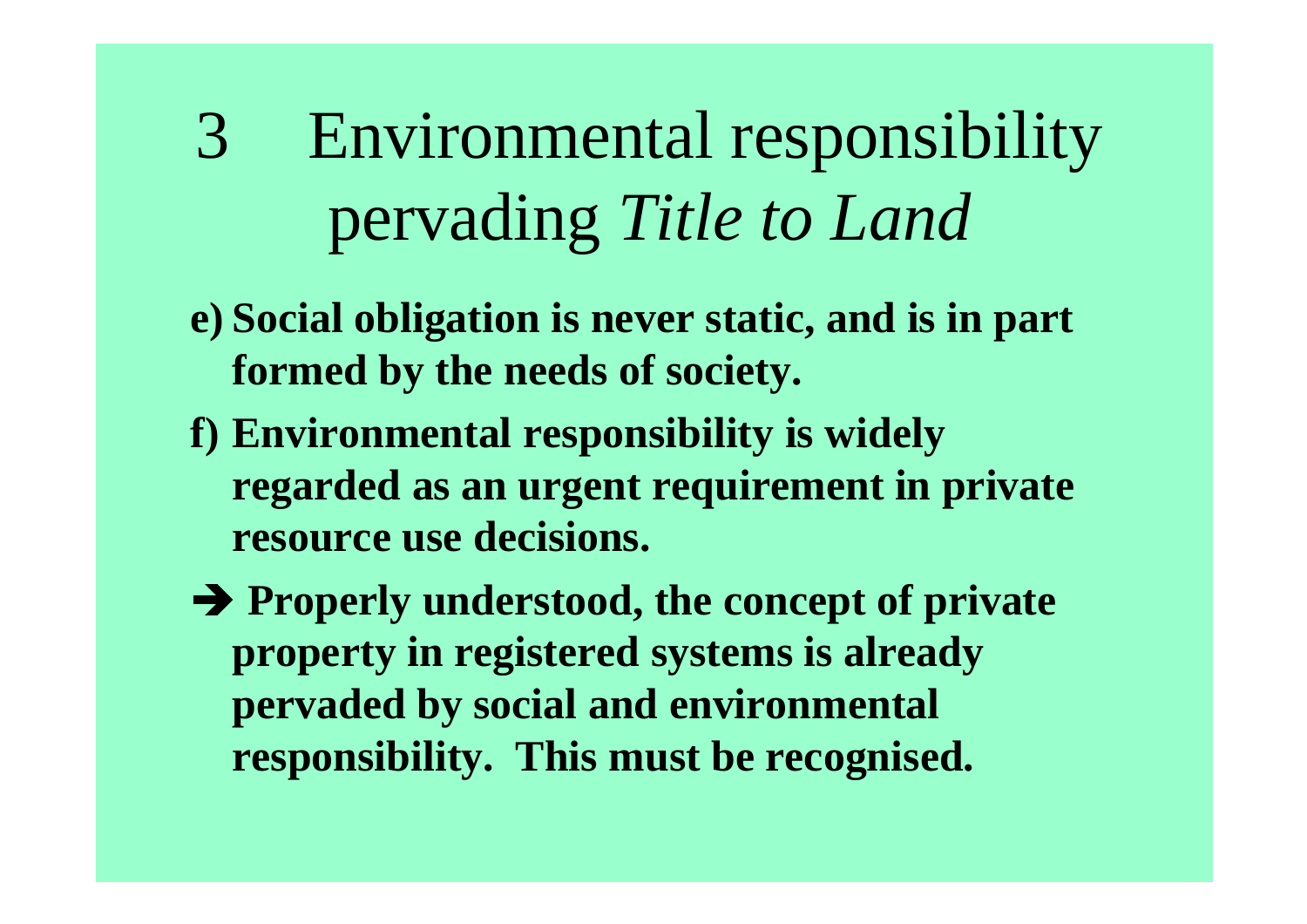# 3 Environmental responsibility pervading *Title to Land*

**e) Social obligation is never static, and is in part formed by the needs of society.**

**f) Environmental responsibility is widely regarded as an urgent requirement in private resource use decisions.**

**➔ Properly understood, the concept of private property in registered systems is already pervaded by social and environmental responsibility. This must be recognised.**